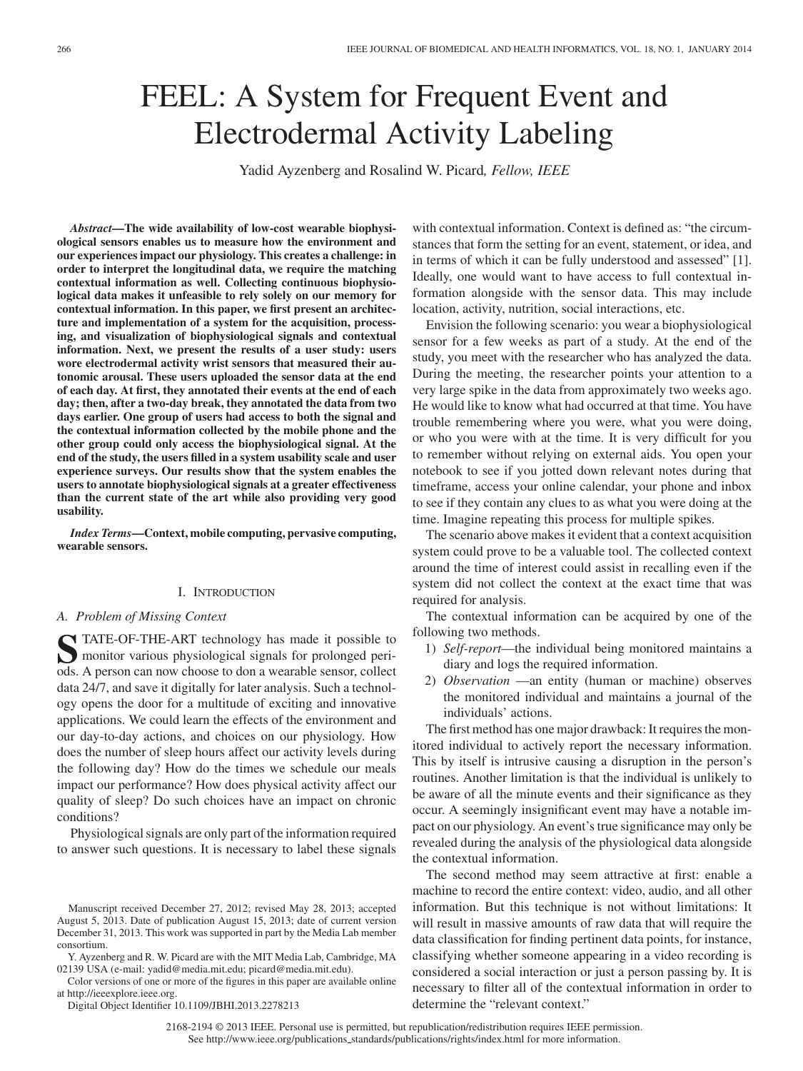# FEEL: A System for Frequent Event and Electrodermal Activity Labeling

Yadid Ayzenberg and Rosalind W. Picard, *Fellow, IEEE*

***Abstract*—The wide availability of low-cost wearable biophysiological sensors enables us to measure how the environment and our experiences impact our physiology. This creates a challenge: in order to interpret the longitudinal data, we require the matching contextual information as well. Collecting continuous biophysiological data makes it unfeasible to rely solely on our memory for contextual information. In this paper, we first present an architecture and implementation of a system for the acquisition, processing, and visualization of biophysiological signals and contextual information. Next, we present the results of a user study: users wore electrodermal activity wrist sensors that measured their autonomic arousal. These users uploaded the sensor data at the end of each day. At first, they annotated their events at the end of each day; then, after a two-day break, they annotated the data from two days earlier. One group of users had access to both the signal and the contextual information collected by the mobile phone and the other group could only access the biophysiological signal. At the end of the study, the users filled in a system usability scale and user experience surveys. Our results show that the system enables the users to annotate biophysiological signals at a greater effectiveness than the current state of the art while also providing very good usability.**

***Index Terms*—Context, mobile computing, pervasive computing, wearable sensors.**

## I. Introduction

### A. Problem of Missing Context

STATE-OF-THE-ART technology has made it possible to monitor various physiological signals for prolonged periods. A person can now choose to don a wearable sensor, collect data 24/7, and save it digitally for later analysis. Such a technology opens the door for a multitude of exciting and innovative applications. We could learn the effects of the environment and our day-to-day actions, and choices on our physiology. How does the number of sleep hours affect our activity levels during the following day? How do the times we schedule our meals impact our performance? How does physical activity affect our quality of sleep? Do such choices have an impact on chronic conditions?

Physiological signals are only part of the information required to answer such questions. It is necessary to label these signals with contextual information. Context is defined as: "the circumstances that form the setting for an event, statement, or idea, and in terms of which it can be fully understood and assessed" [1]. Ideally, one would want to have access to full contextual information alongside with the sensor data. This may include location, activity, nutrition, social interactions, etc.

Envision the following scenario: you wear a biophysiological sensor for a few weeks as part of a study. At the end of the study, you meet with the researcher who has analyzed the data. During the meeting, the researcher points your attention to a very large spike in the data from approximately two weeks ago. He would like to know what had occurred at that time. You have trouble remembering where you were, what you were doing, or who you were with at the time. It is very difficult for you to remember without relying on external aids. You open your notebook to see if you jotted down relevant notes during that timeframe, access your online calendar, your phone and inbox to see if they contain any clues to as what you were doing at the time. Imagine repeating this process for multiple spikes.

The scenario above makes it evident that a context acquisition system could prove to be a valuable tool. The collected context around the time of interest could assist in recalling even if the system did not collect the context at the exact time that was required for analysis.

The contextual information can be acquired by one of the following two methods.

1) *Self-report*—the individual being monitored maintains a diary and logs the required information.
2) *Observation* —an entity (human or machine) observes the monitored individual and maintains a journal of the individuals' actions.

The first method has one major drawback: It requires the monitored individual to actively report the necessary information. This by itself is intrusive causing a disruption in the person's routines. Another limitation is that the individual is unlikely to be aware of all the minute events and their significance as they occur. A seemingly insignificant event may have a notable impact on our physiology. An event's true significance may only be revealed during the analysis of the physiological data alongside the contextual information.

The second method may seem attractive at first: enable a machine to record the entire context: video, audio, and all other information. But this technique is not without limitations: It will result in massive amounts of raw data that will require the data classification for finding pertinent data points, for instance, classifying whether someone appearing in a video recording is considered a social interaction or just a person passing by. It is necessary to filter all of the contextual information in order to determine the "relevant context."

Manuscript received December 27, 2012; revised May 28, 2013; accepted August 5, 2013. Date of publication August 15, 2013; date of current version December 31, 2013. This work was supported in part by the Media Lab member consortium.

Y. Ayzenberg and R. W. Picard are with the MIT Media Lab, Cambridge, MA 02139 USA (e-mail: yadid@media.mit.edu; picard@media.mit.edu).

Color versions of one or more of the figures in this paper are available online at http://ieeexplore.ieee.org.

Digital Object Identifier 10.1109/JBHI.2013.2278213

2168-2194 © 2013 IEEE. Personal use is permitted, but republication/redistribution requires IEEE permission. See http://www.ieee.org/publications_standards/publications/rights/index.html for more information.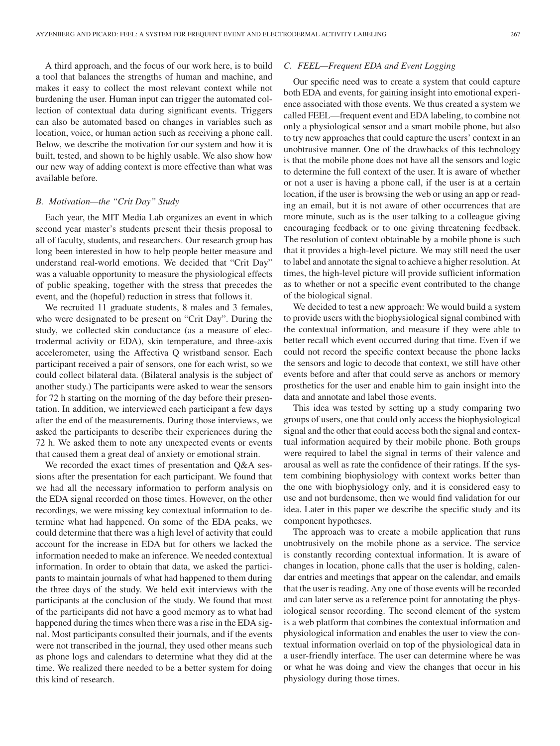A third approach, and the focus of our work here, is to build a tool that balances the strengths of human and machine, and makes it easy to collect the most relevant context while not burdening the user. Human input can trigger the automated collection of contextual data during significant events. Triggers can also be automated based on changes in variables such as location, voice, or human action such as receiving a phone call. Below, we describe the motivation for our system and how it is built, tested, and shown to be highly usable. We also show how our new way of adding context is more effective than what was available before.

### *B. Motivation—the "Crit Day" Study*

Each year, the MIT Media Lab organizes an event in which second year master's students present their thesis proposal to all of faculty, students, and researchers. Our research group has long been interested in how to help people better measure and understand real-world emotions. We decided that "Crit Day" was a valuable opportunity to measure the physiological effects of public speaking, together with the stress that precedes the event, and the (hopeful) reduction in stress that follows it.

We recruited 11 graduate students, 8 males and 3 females, who were designated to be present on "Crit Day". During the study, we collected skin conductance (as a measure of electrodermal activity or EDA), skin temperature, and three-axis accelerometer, using the Affectiva Q wristband sensor. Each participant received a pair of sensors, one for each wrist, so we could collect bilateral data. (Bilateral analysis is the subject of another study.) The participants were asked to wear the sensors for 72 h starting on the morning of the day before their presentation. In addition, we interviewed each participant a few days after the end of the measurements. During those interviews, we asked the participants to describe their experiences during the 72 h. We asked them to note any unexpected events or events that caused them a great deal of anxiety or emotional strain.

We recorded the exact times of presentation and Q&A sessions after the presentation for each participant. We found that we had all the necessary information to perform analysis on the EDA signal recorded on those times. However, on the other recordings, we were missing key contextual information to determine what had happened. On some of the EDA peaks, we could determine that there was a high level of activity that could account for the increase in EDA but for others we lacked the information needed to make an inference. We needed contextual information. In order to obtain that data, we asked the participants to maintain journals of what had happened to them during the three days of the study. We held exit interviews with the participants at the conclusion of the study. We found that most of the participants did not have a good memory as to what had happened during the times when there was a rise in the EDA signal. Most participants consulted their journals, and if the events were not transcribed in the journal, they used other means such as phone logs and calendars to determine what they did at the time. We realized there needed to be a better system for doing this kind of research.

### *C. FEEL—Frequent EDA and Event Logging*

Our specific need was to create a system that could capture both EDA and events, for gaining insight into emotional experience associated with those events. We thus created a system we called FEEL—frequent event and EDA labeling, to combine not only a physiological sensor and a smart mobile phone, but also to try new approaches that could capture the users' context in an unobtrusive manner. One of the drawbacks of this technology is that the mobile phone does not have all the sensors and logic to determine the full context of the user. It is aware of whether or not a user is having a phone call, if the user is at a certain location, if the user is browsing the web or using an app or reading an email, but it is not aware of other occurrences that are more minute, such as is the user talking to a colleague giving encouraging feedback or to one giving threatening feedback. The resolution of context obtainable by a mobile phone is such that it provides a high-level picture. We may still need the user to label and annotate the signal to achieve a higher resolution. At times, the high-level picture will provide sufficient information as to whether or not a specific event contributed to the change of the biological signal.

We decided to test a new approach: We would build a system to provide users with the biophysiological signal combined with the contextual information, and measure if they were able to better recall which event occurred during that time. Even if we could not record the specific context because the phone lacks the sensors and logic to decode that context, we still have other events before and after that could serve as anchors or memory prosthetics for the user and enable him to gain insight into the data and annotate and label those events.

This idea was tested by setting up a study comparing two groups of users, one that could only access the biophysiological signal and the other that could access both the signal and contextual information acquired by their mobile phone. Both groups were required to label the signal in terms of their valence and arousal as well as rate the confidence of their ratings. If the system combining biophysiology with context works better than the one with biophysiology only, and it is considered easy to use and not burdensome, then we would find validation for our idea. Later in this paper we describe the specific study and its component hypotheses.

The approach was to create a mobile application that runs unobtrusively on the mobile phone as a service. The service is constantly recording contextual information. It is aware of changes in location, phone calls that the user is holding, calendar entries and meetings that appear on the calendar, and emails that the user is reading. Any one of those events will be recorded and can later serve as a reference point for annotating the physiological sensor recording. The second element of the system is a web platform that combines the contextual information and physiological information and enables the user to view the contextual information overlaid on top of the physiological data in a user-friendly interface. The user can determine where he was or what he was doing and view the changes that occur in his physiology during those times.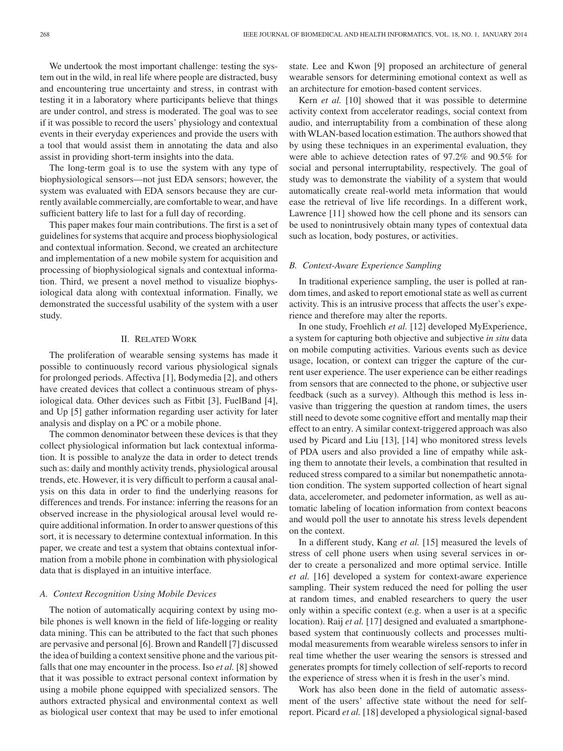We undertook the most important challenge: testing the system out in the wild, in real life where people are distracted, busy and encountering true uncertainty and stress, in contrast with testing it in a laboratory where participants believe that things are under control, and stress is moderated. The goal was to see if it was possible to record the users' physiology and contextual events in their everyday experiences and provide the users with a tool that would assist them in annotating the data and also assist in providing short-term insights into the data.

The long-term goal is to use the system with any type of biophysiological sensors—not just EDA sensors; however, the system was evaluated with EDA sensors because they are currently available commercially, are comfortable to wear, and have sufficient battery life to last for a full day of recording.

This paper makes four main contributions. The first is a set of guidelines for systems that acquire and process biophysiological and contextual information. Second, we created an architecture and implementation of a new mobile system for acquisition and processing of biophysiological signals and contextual information. Third, we present a novel method to visualize biophysiological data along with contextual information. Finally, we demonstrated the successful usability of the system with a user study.

## II. Related Work

The proliferation of wearable sensing systems has made it possible to continuously record various physiological signals for prolonged periods. Affectiva [1], Bodymedia [2], and others have created devices that collect a continuous stream of physiological data. Other devices such as Fitbit [3], FuelBand [4], and Up [5] gather information regarding user activity for later analysis and display on a PC or a mobile phone.

The common denominator between these devices is that they collect physiological information but lack contextual information. It is possible to analyze the data in order to detect trends such as: daily and monthly activity trends, physiological arousal trends, etc. However, it is very difficult to perform a causal analysis on this data in order to find the underlying reasons for differences and trends. For instance: inferring the reasons for an observed increase in the physiological arousal level would require additional information. In order to answer questions of this sort, it is necessary to determine contextual information. In this paper, we create and test a system that obtains contextual information from a mobile phone in combination with physiological data that is displayed in an intuitive interface.

### A. Context Recognition Using Mobile Devices

The notion of automatically acquiring context by using mobile phones is well known in the field of life-logging or reality data mining. This can be attributed to the fact that such phones are pervasive and personal [6]. Brown and Randell [7] discussed the idea of building a context sensitive phone and the various pitfalls that one may encounter in the process. Iso *et al.* [8] showed that it was possible to extract personal context information by using a mobile phone equipped with specialized sensors. The authors extracted physical and environmental context as well as biological user context that may be used to infer emotional state. Lee and Kwon [9] proposed an architecture of general wearable sensors for determining emotional context as well as an architecture for emotion-based content services.

Kern *et al.* [10] showed that it was possible to determine activity context from accelerator readings, social context from audio, and interruptability from a combination of these along with WLAN-based location estimation. The authors showed that by using these techniques in an experimental evaluation, they were able to achieve detection rates of 97.2% and 90.5% for social and personal interruptability, respectively. The goal of study was to demonstrate the viability of a system that would automatically create real-world meta information that would ease the retrieval of live life recordings. In a different work, Lawrence [11] showed how the cell phone and its sensors can be used to nonintrusively obtain many types of contextual data such as location, body postures, or activities.

### B. Context-Aware Experience Sampling

In traditional experience sampling, the user is polled at random times, and asked to report emotional state as well as current activity. This is an intrusive process that affects the user's experience and therefore may alter the reports.

In one study, Froehlich *et al.* [12] developed MyExperience, a system for capturing both objective and subjective *in situ* data on mobile computing activities. Various events such as device usage, location, or context can trigger the capture of the current user experience. The user experience can be either readings from sensors that are connected to the phone, or subjective user feedback (such as a survey). Although this method is less invasive than triggering the question at random times, the users still need to devote some cognitive effort and mentally map their effect to an entry. A similar context-triggered approach was also used by Picard and Liu [13], [14] who monitored stress levels of PDA users and also provided a line of empathy while asking them to annotate their levels, a combination that resulted in reduced stress compared to a similar but nonempathetic annotation condition. The system supported collection of heart signal data, accelerometer, and pedometer information, as well as automatic labeling of location information from context beacons and would poll the user to annotate his stress levels dependent on the context.

In a different study, Kang *et al.* [15] measured the levels of stress of cell phone users when using several services in order to create a personalized and more optimal service. Intille *et al.* [16] developed a system for context-aware experience sampling. Their system reduced the need for polling the user at random times, and enabled researchers to query the user only within a specific context (e.g. when a user is at a specific location). Raij *et al.* [17] designed and evaluated a smartphone-based system that continuously collects and processes multimodal measurements from wearable wireless sensors to infer in real time whether the user wearing the sensors is stressed and generates prompts for timely collection of self-reports to record the experience of stress when it is fresh in the user's mind.

Work has also been done in the field of automatic assessment of the users' affective state without the need for self-report. Picard *et al.* [18] developed a physiological signal-based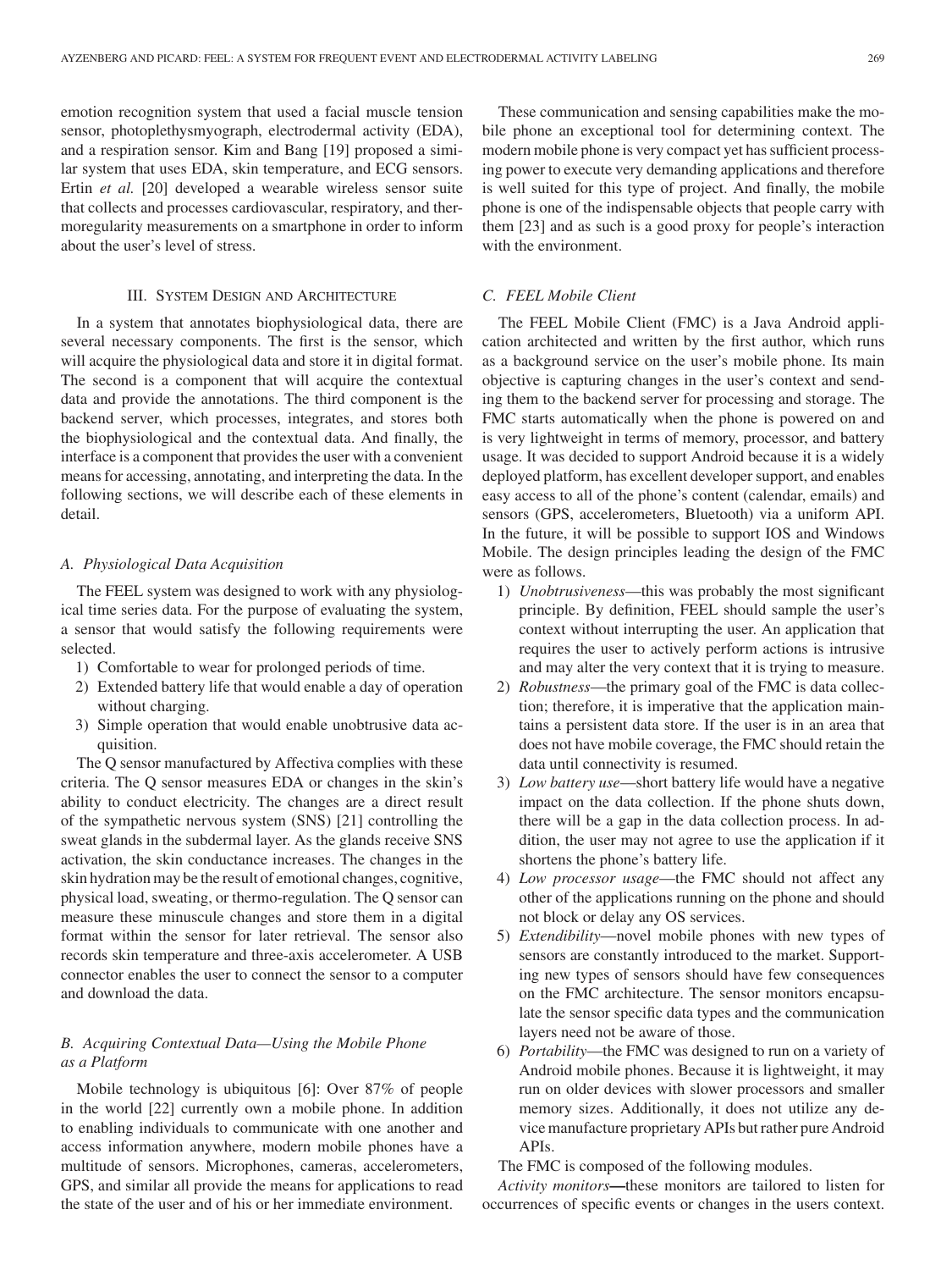emotion recognition system that used a facial muscle tension sensor, photoplethysmograph, electrodermal activity (EDA), and a respiration sensor. Kim and Bang [19] proposed a similar system that uses EDA, skin temperature, and ECG sensors. Ertin *et al.* [20] developed a wearable wireless sensor suite that collects and processes cardiovascular, respiratory, and thermoregularity measurements on a smartphone in order to inform about the user's level of stress.

## III. System Design and Architecture

In a system that annotates biophysiological data, there are several necessary components. The first is the sensor, which will acquire the physiological data and store it in digital format. The second is a component that will acquire the contextual data and provide the annotations. The third component is the backend server, which processes, integrates, and stores both the biophysiological and the contextual data. And finally, the interface is a component that provides the user with a convenient means for accessing, annotating, and interpreting the data. In the following sections, we will describe each of these elements in detail.

### *A. Physiological Data Acquisition*

The FEEL system was designed to work with any physiological time series data. For the purpose of evaluating the system, a sensor that would satisfy the following requirements were selected.

1) Comfortable to wear for prolonged periods of time.
2) Extended battery life that would enable a day of operation without charging.
3) Simple operation that would enable unobtrusive data acquisition.

The Q sensor manufactured by Affectiva complies with these criteria. The Q sensor measures EDA or changes in the skin's ability to conduct electricity. The changes are a direct result of the sympathetic nervous system (SNS) [21] controlling the sweat glands in the subdermal layer. As the glands receive SNS activation, the skin conductance increases. The changes in the skin hydration may be the result of emotional changes, cognitive, physical load, sweating, or thermo-regulation. The Q sensor can measure these minuscule changes and store them in a digital format within the sensor for later retrieval. The sensor also records skin temperature and three-axis accelerometer. A USB connector enables the user to connect the sensor to a computer and download the data.

### *B. Acquiring Contextual Data—Using the Mobile Phone as a Platform*

Mobile technology is ubiquitous [6]: Over 87% of people in the world [22] currently own a mobile phone. In addition to enabling individuals to communicate with one another and access information anywhere, modern mobile phones have a multitude of sensors. Microphones, cameras, accelerometers, GPS, and similar all provide the means for applications to read the state of the user and of his or her immediate environment.

These communication and sensing capabilities make the mobile phone an exceptional tool for determining context. The modern mobile phone is very compact yet has sufficient processing power to execute very demanding applications and therefore is well suited for this type of project. And finally, the mobile phone is one of the indispensable objects that people carry with them [23] and as such is a good proxy for people's interaction with the environment.

### *C. FEEL Mobile Client*

The FEEL Mobile Client (FMC) is a Java Android application architected and written by the first author, which runs as a background service on the user's mobile phone. Its main objective is capturing changes in the user's context and sending them to the backend server for processing and storage. The FMC starts automatically when the phone is powered on and is very lightweight in terms of memory, processor, and battery usage. It was decided to support Android because it is a widely deployed platform, has excellent developer support, and enables easy access to all of the phone's content (calendar, emails) and sensors (GPS, accelerometers, Bluetooth) via a uniform API. In the future, it will be possible to support IOS and Windows Mobile. The design principles leading the design of the FMC were as follows.

1) *Unobtrusiveness*—this was probably the most significant principle. By definition, FEEL should sample the user's context without interrupting the user. An application that requires the user to actively perform actions is intrusive and may alter the very context that it is trying to measure.
2) *Robustness*—the primary goal of the FMC is data collection; therefore, it is imperative that the application maintains a persistent data store. If the user is in an area that does not have mobile coverage, the FMC should retain the data until connectivity is resumed.
3) *Low battery use*—short battery life would have a negative impact on the data collection. If the phone shuts down, there will be a gap in the data collection process. In addition, the user may not agree to use the application if it shortens the phone's battery life.
4) *Low processor usage*—the FMC should not affect any other of the applications running on the phone and should not block or delay any OS services.
5) *Extendibility*—novel mobile phones with new types of sensors are constantly introduced to the market. Supporting new types of sensors should have few consequences on the FMC architecture. The sensor monitors encapsulate the sensor specific data types and the communication layers need not be aware of those.
6) *Portability*—the FMC was designed to run on a variety of Android mobile phones. Because it is lightweight, it may run on older devices with slower processors and smaller memory sizes. Additionally, it does not utilize any device manufacture proprietary APIs but rather pure Android APIs.

The FMC is composed of the following modules.

*Activity monitors***—**these monitors are tailored to listen for occurrences of specific events or changes in the users context.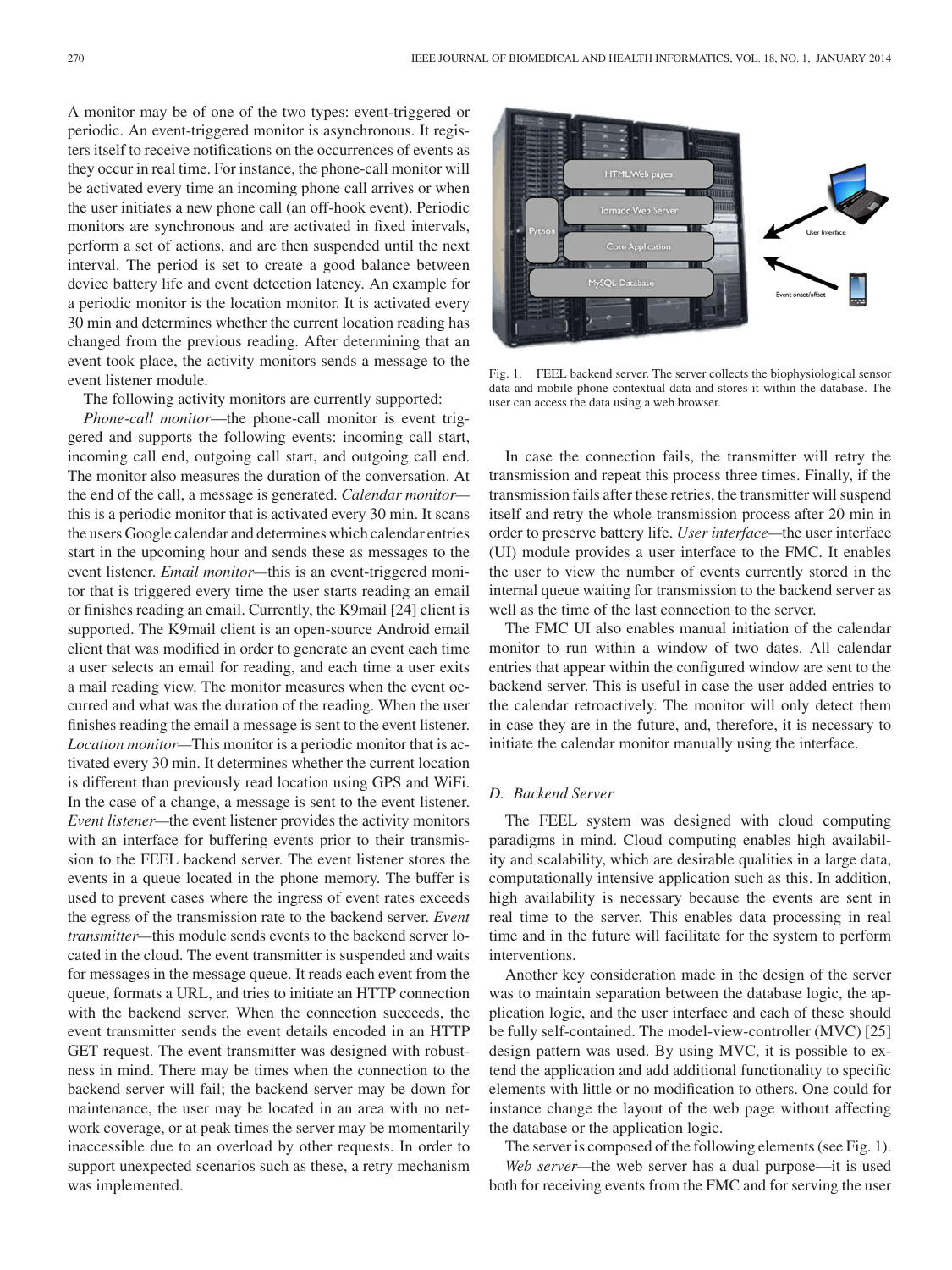A monitor may be of one of the two types: event-triggered or periodic. An event-triggered monitor is asynchronous. It registers itself to receive notifications on the occurrences of events as they occur in real time. For instance, the phone-call monitor will be activated every time an incoming phone call arrives or when the user initiates a new phone call (an off-hook event). Periodic monitors are synchronous and are activated in fixed intervals, perform a set of actions, and are then suspended until the next interval. The period is set to create a good balance between device battery life and event detection latency. An example for a periodic monitor is the location monitor. It is activated every 30 min and determines whether the current location reading has changed from the previous reading. After determining that an event took place, the activity monitors sends a message to the event listener module.

The following activity monitors are currently supported:

*Phone-call monitor*—the phone-call monitor is event triggered and supports the following events: incoming call start, incoming call end, outgoing call start, and outgoing call end. The monitor also measures the duration of the conversation. At the end of the call, a message is generated. *Calendar monitor*—this is a periodic monitor that is activated every 30 min. It scans the users Google calendar and determines which calendar entries start in the upcoming hour and sends these as messages to the event listener. *Email monitor*—this is an event-triggered monitor that is triggered every time the user starts reading an email or finishes reading an email. Currently, the K9mail [24] client is supported. The K9mail client is an open-source Android email client that was modified in order to generate an event each time a user selects an email for reading, and each time a user exits a mail reading view. The monitor measures when the event occurred and what was the duration of the reading. When the user finishes reading the email a message is sent to the event listener. *Location monitor*—This monitor is a periodic monitor that is activated every 30 min. It determines whether the current location is different than previously read location using GPS and WiFi. In the case of a change, a message is sent to the event listener. *Event listener*—the event listener provides the activity monitors with an interface for buffering events prior to their transmission to the FEEL backend server. The event listener stores the events in a queue located in the phone memory. The buffer is used to prevent cases where the ingress of event rates exceeds the egress of the transmission rate to the backend server. *Event transmitter*—this module sends events to the backend server located in the cloud. The event transmitter is suspended and waits for messages in the message queue. It reads each event from the queue, formats a URL, and tries to initiate an HTTP connection with the backend server. When the connection succeeds, the event transmitter sends the event details encoded in an HTTP GET request. The event transmitter was designed with robustness in mind. There may be times when the connection to the backend server will fail; the backend server may be down for maintenance, the user may be located in an area with no network coverage, or at peak times the server may be momentarily inaccessible due to an overload by other requests. In order to support unexpected scenarios such as these, a retry mechanism was implemented.

Fig. 1. FEEL backend server. The server collects the biophysiological sensor data and mobile phone contextual data and stores it within the database. The user can access the data using a web browser.

In case the connection fails, the transmitter will retry the transmission and repeat this process three times. Finally, if the transmission fails after these retries, the transmitter will suspend itself and retry the whole transmission process after 20 min in order to preserve battery life. *User interface*—the user interface (UI) module provides a user interface to the FMC. It enables the user to view the number of events currently stored in the internal queue waiting for transmission to the backend server as well as the time of the last connection to the server.

The FMC UI also enables manual initiation of the calendar monitor to run within a window of two dates. All calendar entries that appear within the configured window are sent to the backend server. This is useful in case the user added entries to the calendar retroactively. The monitor will only detect them in case they are in the future, and, therefore, it is necessary to initiate the calendar monitor manually using the interface.

### D. Backend Server

The FEEL system was designed with cloud computing paradigms in mind. Cloud computing enables high availability and scalability, which are desirable qualities in a large data, computationally intensive application such as this. In addition, high availability is necessary because the events are sent in real time to the server. This enables data processing in real time and in the future will facilitate for the system to perform interventions.

Another key consideration made in the design of the server was to maintain separation between the database logic, the application logic, and the user interface and each of these should be fully self-contained. The model-view-controller (MVC) [25] design pattern was used. By using MVC, it is possible to extend the application and add additional functionality to specific elements with little or no modification to others. One could for instance change the layout of the web page without affecting the database or the application logic.

The server is composed of the following elements (see Fig. 1). *Web server*—the web server has a dual purpose—it is used both for receiving events from the FMC and for serving the user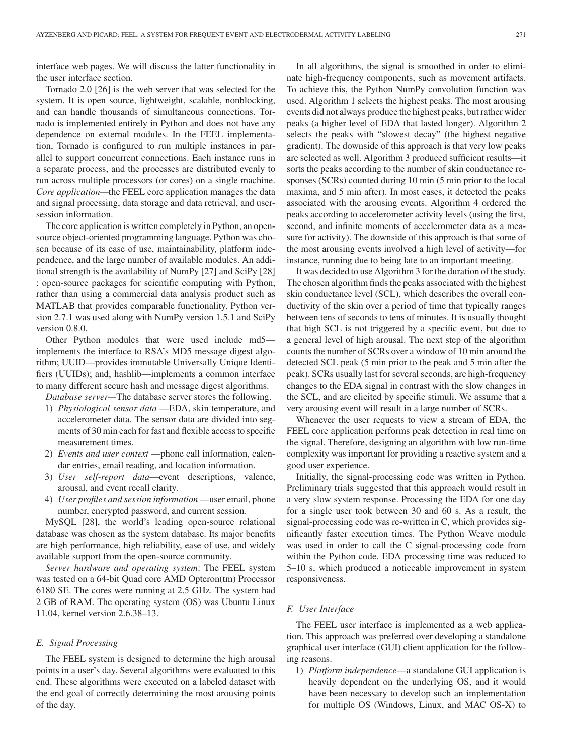interface web pages. We will discuss the latter functionality in the user interface section.

Tornado 2.0 [26] is the web server that was selected for the system. It is open source, lightweight, scalable, nonblocking, and can handle thousands of simultaneous connections. Tornado is implemented entirely in Python and does not have any dependence on external modules. In the FEEL implementation, Tornado is configured to run multiple instances in parallel to support concurrent connections. Each instance runs in a separate process, and the processes are distributed evenly to run across multiple processors (or cores) on a single machine. *Core application*—the FEEL core application manages the data and signal processing, data storage and data retrieval, and user-session information.

The core application is written completely in Python, an open-source object-oriented programming language. Python was chosen because of its ease of use, maintainability, platform independence, and the large number of available modules. An additional strength is the availability of NumPy [27] and SciPy [28] : open-source packages for scientific computing with Python, rather than using a commercial data analysis product such as MATLAB that provides comparable functionality. Python version 2.7.1 was used along with NumPy version 1.5.1 and SciPy version 0.8.0.

Other Python modules that were used include md5—implements the interface to RSA's MD5 message digest algorithm; UUID—provides immutable Universally Unique Identifiers (UUIDs); and, hashlib—implements a common interface to many different secure hash and message digest algorithms.

*Database server*—The database server stores the following.

1) *Physiological sensor data* —EDA, skin temperature, and accelerometer data. The sensor data are divided into segments of 30 min each for fast and flexible access to specific measurement times.
2) *Events and user context* —phone call information, calendar entries, email reading, and location information.
3) *User self-report data*—event descriptions, valence, arousal, and event recall clarity.
4) *User profiles and session information* —user email, phone number, encrypted password, and current session.

MySQL [28], the world's leading open-source relational database was chosen as the system database. Its major benefits are high performance, high reliability, ease of use, and widely available support from the open-source community.

*Server hardware and operating system*: The FEEL system was tested on a 64-bit Quad core AMD Opteron(tm) Processor 6180 SE. The cores were running at 2.5 GHz. The system had 2 GB of RAM. The operating system (OS) was Ubuntu Linux 11.04, kernel version 2.6.38–13.

### *E. Signal Processing*

The FEEL system is designed to determine the high arousal points in a user's day. Several algorithms were evaluated to this end. These algorithms were executed on a labeled dataset with the end goal of correctly determining the most arousing points of the day.

In all algorithms, the signal is smoothed in order to eliminate high-frequency components, such as movement artifacts. To achieve this, the Python NumPy convolution function was used. Algorithm 1 selects the highest peaks. The most arousing events did not always produce the highest peaks, but rather wider peaks (a higher level of EDA that lasted longer). Algorithm 2 selects the peaks with "slowest decay" (the highest negative gradient). The downside of this approach is that very low peaks are selected as well. Algorithm 3 produced sufficient results—it sorts the peaks according to the number of skin conductance responses (SCRs) counted during 10 min (5 min prior to the local maxima, and 5 min after). In most cases, it detected the peaks associated with the arousing events. Algorithm 4 ordered the peaks according to accelerometer activity levels (using the first, second, and infinite moments of accelerometer data as a measure for activity). The downside of this approach is that some of the most arousing events involved a high level of activity—for instance, running due to being late to an important meeting.

It was decided to use Algorithm 3 for the duration of the study. The chosen algorithm finds the peaks associated with the highest skin conductance level (SCL), which describes the overall conductivity of the skin over a period of time that typically ranges between tens of seconds to tens of minutes. It is usually thought that high SCL is not triggered by a specific event, but due to a general level of high arousal. The next step of the algorithm counts the number of SCRs over a window of 10 min around the detected SCL peak (5 min prior to the peak and 5 min after the peak). SCRs usually last for several seconds, are high-frequency changes to the EDA signal in contrast with the slow changes in the SCL, and are elicited by specific stimuli. We assume that a very arousing event will result in a large number of SCRs.

Whenever the user requests to view a stream of EDA, the FEEL core application performs peak detection in real time on the signal. Therefore, designing an algorithm with low run-time complexity was important for providing a reactive system and a good user experience.

Initially, the signal-processing code was written in Python. Preliminary trials suggested that this approach would result in a very slow system response. Processing the EDA for one day for a single user took between 30 and 60 s. As a result, the signal-processing code was re-written in C, which provides significantly faster execution times. The Python Weave module was used in order to call the C signal-processing code from within the Python code. EDA processing time was reduced to 5–10 s, which produced a noticeable improvement in system responsiveness.

### *F. User Interface*

The FEEL user interface is implemented as a web application. This approach was preferred over developing a standalone graphical user interface (GUI) client application for the following reasons.

1) *Platform independence*—a standalone GUI application is heavily dependent on the underlying OS, and it would have been necessary to develop such an implementation for multiple OS (Windows, Linux, and MAC OS-X) to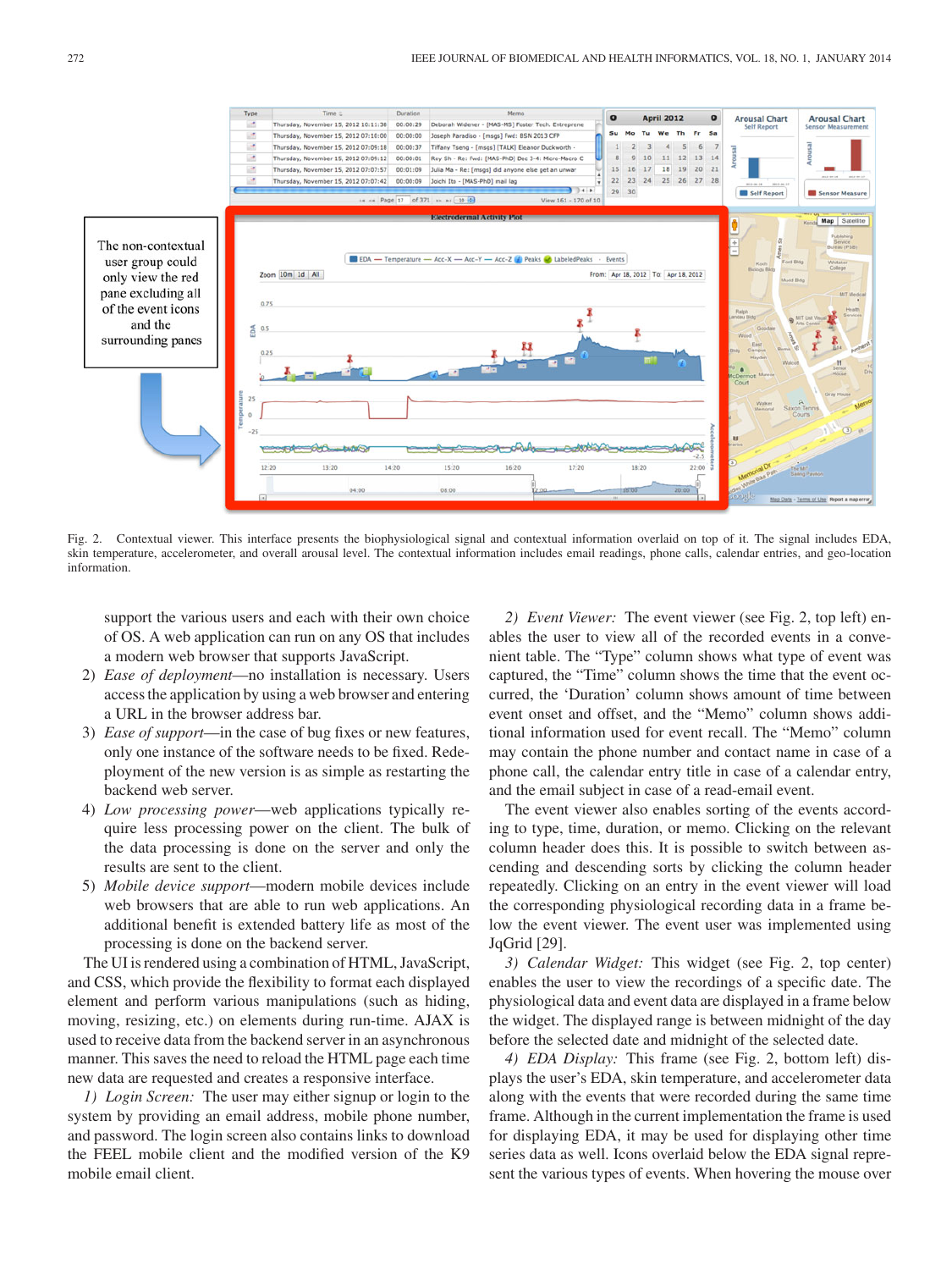Fig. 2. Contextual viewer. This interface presents the biophysiological signal and contextual information overlaid on top of it. The signal includes EDA, skin temperature, accelerometer, and overall arousal level. The contextual information includes email readings, phone calls, calendar entries, and geo-location information.

support the various users and each with their own choice of OS. A web application can run on any OS that includes a modern web browser that supports JavaScript.

2) *Ease of deployment*—no installation is necessary. Users access the application by using a web browser and entering a URL in the browser address bar.
3) *Ease of support*—in the case of bug fixes or new features, only one instance of the software needs to be fixed. Redeployment of the new version is as simple as restarting the backend web server.
4) *Low processing power*—web applications typically require less processing power on the client. The bulk of the data processing is done on the server and only the results are sent to the client.
5) *Mobile device support*—modern mobile devices include web browsers that are able to run web applications. An additional benefit is extended battery life as most of the processing is done on the backend server.

The UI is rendered using a combination of HTML, JavaScript, and CSS, which provide the flexibility to format each displayed element and perform various manipulations (such as hiding, moving, resizing, etc.) on elements during run-time. AJAX is used to receive data from the backend server in an asynchronous manner. This saves the need to reload the HTML page each time new data are requested and creates a responsive interface.

*1) Login Screen:* The user may either signup or login to the system by providing an email address, mobile phone number, and password. The login screen also contains links to download the FEEL mobile client and the modified version of the K9 mobile email client.

*2) Event Viewer:* The event viewer (see Fig. 2, top left) enables the user to view all of the recorded events in a convenient table. The "Type" column shows what type of event was captured, the "Time" column shows the time that the event occurred, the 'Duration' column shows amount of time between event onset and offset, and the "Memo" column shows additional information used for event recall. The "Memo" column may contain the phone number and contact name in case of a phone call, the calendar entry title in case of a calendar entry, and the email subject in case of a read-email event.

The event viewer also enables sorting of the events according to type, time, duration, or memo. Clicking on the relevant column header does this. It is possible to switch between ascending and descending sorts by clicking the column header repeatedly. Clicking on an entry in the event viewer will load the corresponding physiological recording data in a frame below the event viewer. The event user was implemented using JqGrid [29].

*3) Calendar Widget:* This widget (see Fig. 2, top center) enables the user to view the recordings of a specific date. The physiological data and event data are displayed in a frame below the widget. The displayed range is between midnight of the day before the selected date and midnight of the selected date.

*4) EDA Display:* This frame (see Fig. 2, bottom left) displays the user's EDA, skin temperature, and accelerometer data along with the events that were recorded during the same time frame. Although in the current implementation the frame is used for displaying EDA, it may be used for displaying other time series data as well. Icons overlaid below the EDA signal represent the various types of events. When hovering the mouse over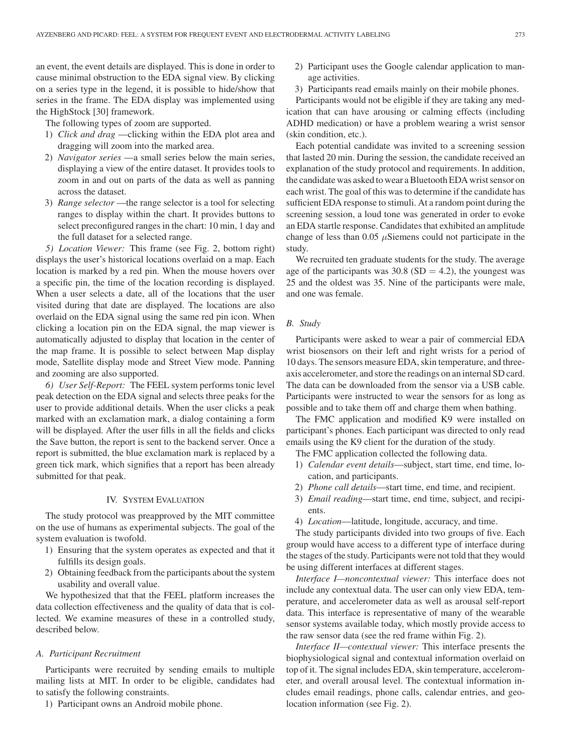an event, the event details are displayed. This is done in order to cause minimal obstruction to the EDA signal view. By clicking on a series type in the legend, it is possible to hide/show that series in the frame. The EDA display was implemented using the HighStock [30] framework.

The following types of zoom are supported.

1) *Click and drag* —clicking within the EDA plot area and dragging will zoom into the marked area.
2) *Navigator series* —a small series below the main series, displaying a view of the entire dataset. It provides tools to zoom in and out on parts of the data as well as panning across the dataset.
3) *Range selector* —the range selector is a tool for selecting ranges to display within the chart. It provides buttons to select preconfigured ranges in the chart: 10 min, 1 day and the full dataset for a selected range.

*5) Location Viewer:* This frame (see Fig. 2, bottom right) displays the user's historical locations overlaid on a map. Each location is marked by a red pin. When the mouse hovers over a specific pin, the time of the location recording is displayed. When a user selects a date, all of the locations that the user visited during that date are displayed. The locations are also overlaid on the EDA signal using the same red pin icon. When clicking a location pin on the EDA signal, the map viewer is automatically adjusted to display that location in the center of the map frame. It is possible to select between Map display mode, Satellite display mode and Street View mode. Panning and zooming are also supported.

*6) User Self-Report:* The FEEL system performs tonic level peak detection on the EDA signal and selects three peaks for the user to provide additional details. When the user clicks a peak marked with an exclamation mark, a dialog containing a form will be displayed. After the user fills in all the fields and clicks the Save button, the report is sent to the backend server. Once a report is submitted, the blue exclamation mark is replaced by a green tick mark, which signifies that a report has been already submitted for that peak.

## IV. System Evaluation

The study protocol was preapproved by the MIT committee on the use of humans as experimental subjects. The goal of the system evaluation is twofold.

1) Ensuring that the system operates as expected and that it fulfills its design goals.
2) Obtaining feedback from the participants about the system usability and overall value.

We hypothesized that that the FEEL platform increases the data collection effectiveness and the quality of data that is collected. We examine measures of these in a controlled study, described below.

### A. Participant Recruitment

Participants were recruited by sending emails to multiple mailing lists at MIT. In order to be eligible, candidates had to satisfy the following constraints.

1) Participant owns an Android mobile phone.
2) Participant uses the Google calendar application to manage activities.
3) Participants read emails mainly on their mobile phones.

Participants would not be eligible if they are taking any medication that can have arousing or calming effects (including ADHD medication) or have a problem wearing a wrist sensor (skin condition, etc.).

Each potential candidate was invited to a screening session that lasted 20 min. During the session, the candidate received an explanation of the study protocol and requirements. In addition, the candidate was asked to wear a Bluetooth EDA wrist sensor on each wrist. The goal of this was to determine if the candidate has sufficient EDA response to stimuli. At a random point during the screening session, a loud tone was generated in order to evoke an EDA startle response. Candidates that exhibited an amplitude change of less than 0.05 $\mu$Siemens could not participate in the study.

We recruited ten graduate students for the study. The average age of the participants was 30.8 (SD = 4.2), the youngest was 25 and the oldest was 35. Nine of the participants were male, and one was female.

### B. Study

Participants were asked to wear a pair of commercial EDA wrist biosensors on their left and right wrists for a period of 10 days. The sensors measure EDA, skin temperature, and three-axis accelerometer, and store the readings on an internal SD card. The data can be downloaded from the sensor via a USB cable. Participants were instructed to wear the sensors for as long as possible and to take them off and charge them when bathing.

The FMC application and modified K9 were installed on participant's phones. Each participant was directed to only read emails using the K9 client for the duration of the study.

The FMC application collected the following data.

1) *Calendar event details*—subject, start time, end time, location, and participants.
2) *Phone call details*—start time, end time, and recipient.
3) *Email reading*—start time, end time, subject, and recipients.
4) *Location*—latitude, longitude, accuracy, and time.

The study participants divided into two groups of five. Each group would have access to a different type of interface during the stages of the study. Participants were not told that they would be using different interfaces at different stages.

*Interface I—noncontextual viewer:* This interface does not include any contextual data. The user can only view EDA, temperature, and accelerometer data as well as arousal self-report data. This interface is representative of many of the wearable sensor systems available today, which mostly provide access to the raw sensor data (see the red frame within Fig. 2).

*Interface II—contextual viewer:* This interface presents the biophysiological signal and contextual information overlaid on top of it. The signal includes EDA, skin temperature, accelerometer, and overall arousal level. The contextual information includes email readings, phone calls, calendar entries, and geolocation information (see Fig. 2).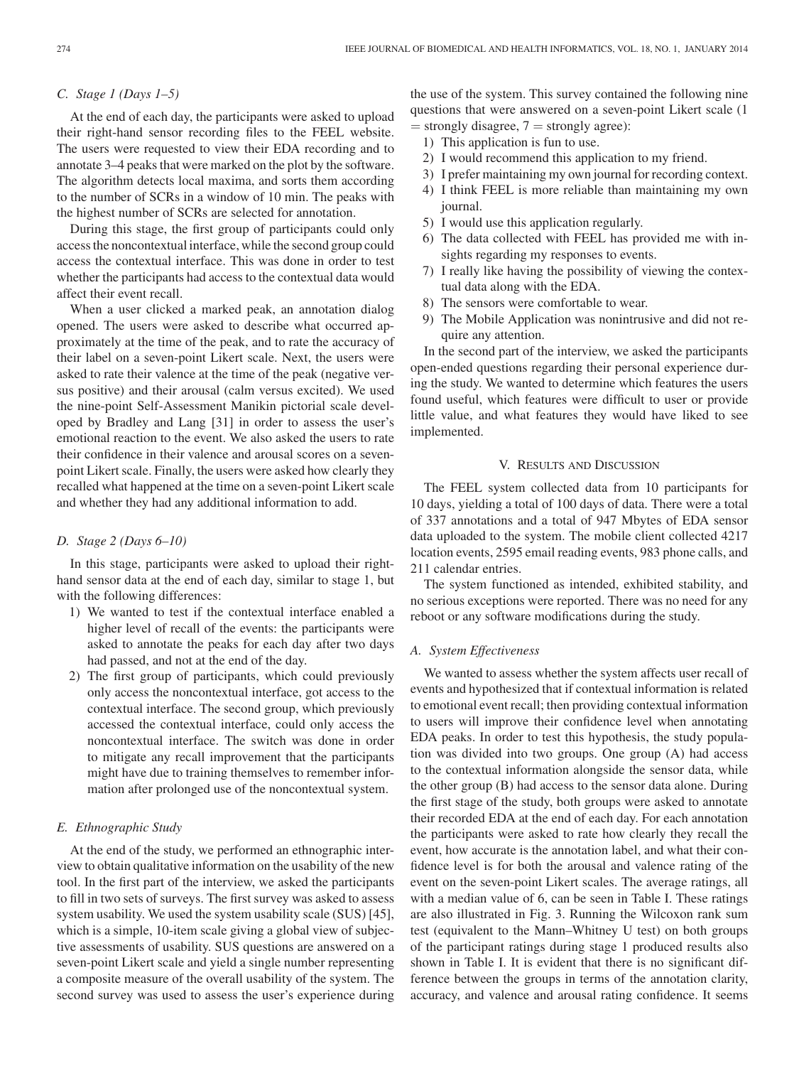### C. Stage 1 (Days 1–5)

At the end of each day, the participants were asked to upload their right-hand sensor recording files to the FEEL website. The users were requested to view their EDA recording and to annotate 3–4 peaks that were marked on the plot by the software. The algorithm detects local maxima, and sorts them according to the number of SCRs in a window of 10 min. The peaks with the highest number of SCRs are selected for annotation.

During this stage, the first group of participants could only access the noncontextual interface, while the second group could access the contextual interface. This was done in order to test whether the participants had access to the contextual data would affect their event recall.

When a user clicked a marked peak, an annotation dialog opened. The users were asked to describe what occurred approximately at the time of the peak, and to rate the accuracy of their label on a seven-point Likert scale. Next, the users were asked to rate their valence at the time of the peak (negative versus positive) and their arousal (calm versus excited). We used the nine-point Self-Assessment Manikin pictorial scale developed by Bradley and Lang [31] in order to assess the user's emotional reaction to the event. We also asked the users to rate their confidence in their valence and arousal scores on a seven-point Likert scale. Finally, the users were asked how clearly they recalled what happened at the time on a seven-point Likert scale and whether they had any additional information to add.

### D. Stage 2 (Days 6–10)

In this stage, participants were asked to upload their right-hand sensor data at the end of each day, similar to stage 1, but with the following differences:

1) We wanted to test if the contextual interface enabled a higher level of recall of the events: the participants were asked to annotate the peaks for each day after two days had passed, and not at the end of the day.
2) The first group of participants, which could previously only access the noncontextual interface, got access to the contextual interface. The second group, which previously accessed the contextual interface, could only access the noncontextual interface. The switch was done in order to mitigate any recall improvement that the participants might have due to training themselves to remember information after prolonged use of the noncontextual system.

### E. Ethnographic Study

At the end of the study, we performed an ethnographic interview to obtain qualitative information on the usability of the new tool. In the first part of the interview, we asked the participants to fill in two sets of surveys. The first survey was asked to assess system usability. We used the system usability scale (SUS) [45], which is a simple, 10-item scale giving a global view of subjective assessments of usability. SUS questions are answered on a seven-point Likert scale and yield a single number representing a composite measure of the overall usability of the system. The second survey was used to assess the user's experience during the use of the system. This survey contained the following nine questions that were answered on a seven-point Likert scale (1 = strongly disagree, 7 = strongly agree):

1) This application is fun to use.
2) I would recommend this application to my friend.
3) I prefer maintaining my own journal for recording context.
4) I think FEEL is more reliable than maintaining my own journal.
5) I would use this application regularly.
6) The data collected with FEEL has provided me with insights regarding my responses to events.
7) I really like having the possibility of viewing the contextual data along with the EDA.
8) The sensors were comfortable to wear.
9) The Mobile Application was nonintrusive and did not require any attention.

In the second part of the interview, we asked the participants open-ended questions regarding their personal experience during the study. We wanted to determine which features the users found useful, which features were difficult to user or provide little value, and what features they would have liked to see implemented.

## V. Results and Discussion

The FEEL system collected data from 10 participants for 10 days, yielding a total of 100 days of data. There were a total of 337 annotations and a total of 947 Mbytes of EDA sensor data uploaded to the system. The mobile client collected 4217 location events, 2595 email reading events, 983 phone calls, and 211 calendar entries.

The system functioned as intended, exhibited stability, and no serious exceptions were reported. There was no need for any reboot or any software modifications during the study.

### A. System Effectiveness

We wanted to assess whether the system affects user recall of events and hypothesized that if contextual information is related to emotional event recall; then providing contextual information to users will improve their confidence level when annotating EDA peaks. In order to test this hypothesis, the study population was divided into two groups. One group (A) had access to the contextual information alongside the sensor data, while the other group (B) had access to the sensor data alone. During the first stage of the study, both groups were asked to annotate their recorded EDA at the end of each day. For each annotation the participants were asked to rate how clearly they recall the event, how accurate is the annotation label, and what their confidence level is for both the arousal and valence rating of the event on the seven-point Likert scales. The average ratings, all with a median value of 6, can be seen in Table I. These ratings are also illustrated in Fig. 3. Running the Wilcoxon rank sum test (equivalent to the Mann–Whitney U test) on both groups of the participant ratings during stage 1 produced results also shown in Table I. It is evident that there is no significant difference between the groups in terms of the annotation clarity, accuracy, and valence and arousal rating confidence. It seems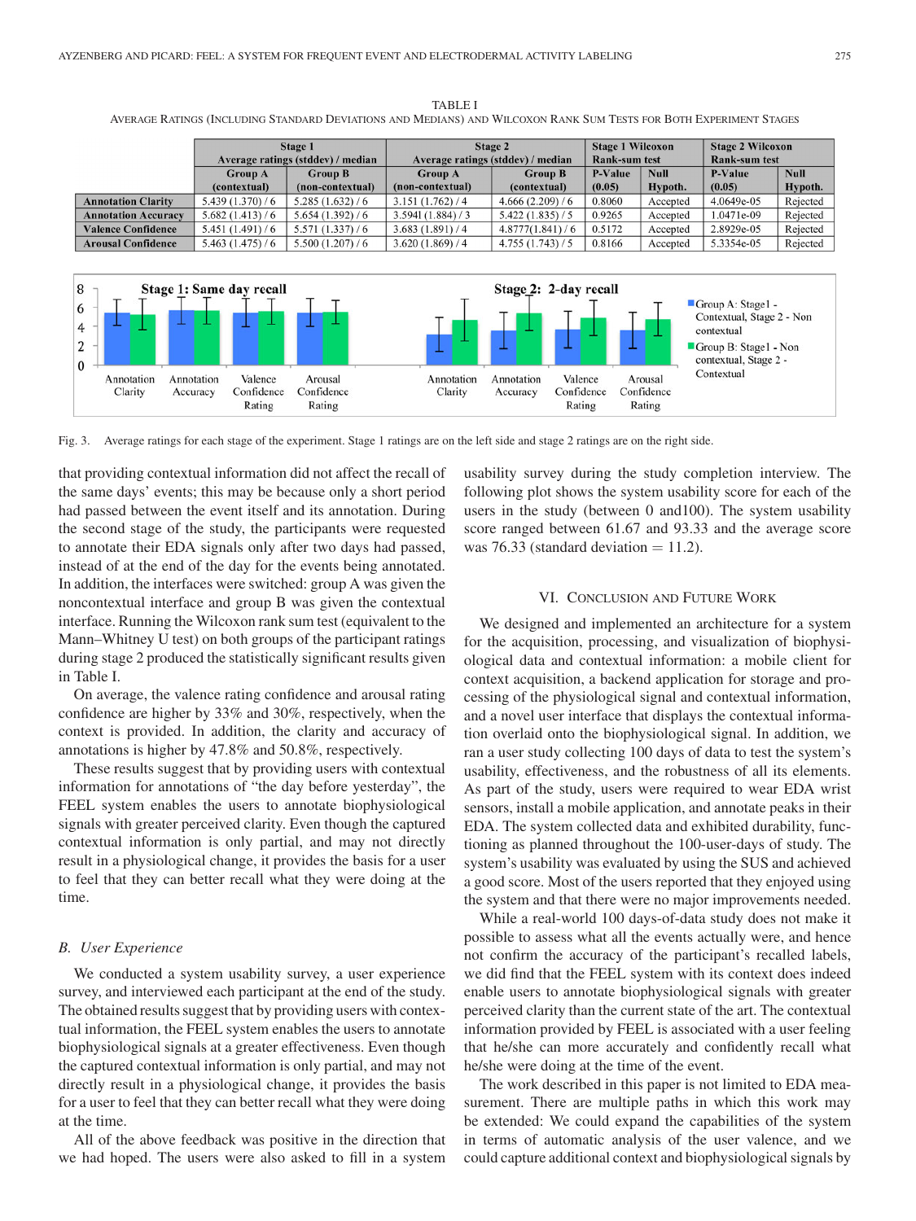TABLE I

AVERAGE RATINGS (INCLUDING STANDARD DEVIATIONS AND MEDIANS) AND WILCOXON RANK SUM TESTS FOR BOTH EXPERIMENT STAGES

| | Stage 1 Average ratings (stddev) / median | | Stage 2 Average ratings (stddev) / median | | Stage 1 Wilcoxon Rank-sum test | | Stage 2 Wilcoxon Rank-sum test | |
|---|---|---|---|---|---|---|---|---|
| | Group A (contextual) | Group B (non-contextual) | Group A (non-contextual) | Group B (contextual) | P-Value (0.05) | Null Hypoth. | P-Value (0.05) | Null Hypoth. |
| **Annotation Clarity** | 5.439 (1.370) / 6 | 5.285 (1.632) / 6 | 3.151 (1.762) / 4 | 4.666 (2.209) / 6 | 0.8060 | Accepted | 4.0649e-05 | Rejected |
| **Annotation Accuracy** | 5.682 (1.413) / 6 | 5.654 (1.392) / 6 | 3.5941 (1.884) / 3 | 5.422 (1.835) / 5 | 0.9265 | Accepted | 1.0471e-09 | Rejected |
| **Valence Confidence** | 5.451 (1.491) / 6 | 5.571 (1.337) / 6 | 3.683 (1.891) / 4 | 4.8777(1.841) / 6 | 0.5172 | Accepted | 2.8929e-05 | Rejected |
| **Arousal Confidence** | 5.463 (1.475) / 6 | 5.500 (1.207) / 6 | 3.620 (1.869) / 4 | 4.755 (1.743) / 5 | 0.8166 | Accepted | 5.3354e-05 | Rejected |

Fig. 3. Average ratings for each stage of the experiment. Stage 1 ratings are on the left side and stage 2 ratings are on the right side.

that providing contextual information did not affect the recall of the same days' events; this may be because only a short period had passed between the event itself and its annotation. During the second stage of the study, the participants were requested to annotate their EDA signals only after two days had passed, instead of at the end of the day for the events being annotated. In addition, the interfaces were switched: group A was given the noncontextual interface and group B was given the contextual interface. Running the Wilcoxon rank sum test (equivalent to the Mann–Whitney U test) on both groups of the participant ratings during stage 2 produced the statistically significant results given in Table I.

On average, the valence rating confidence and arousal rating confidence are higher by 33% and 30%, respectively, when the context is provided. In addition, the clarity and accuracy of annotations is higher by 47.8% and 50.8%, respectively.

These results suggest that by providing users with contextual information for annotations of "the day before yesterday", the FEEL system enables the users to annotate biophysiological signals with greater perceived clarity. Even though the captured contextual information is only partial, and may not directly result in a physiological change, it provides the basis for a user to feel that they can better recall what they were doing at the time.

### B. User Experience

We conducted a system usability survey, a user experience survey, and interviewed each participant at the end of the study. The obtained results suggest that by providing users with contextual information, the FEEL system enables the users to annotate biophysiological signals at a greater effectiveness. Even though the captured contextual information is only partial, and may not directly result in a physiological change, it provides the basis for a user to feel that they can better recall what they were doing at the time.

All of the above feedback was positive in the direction that we had hoped. The users were also asked to fill in a system usability survey during the study completion interview. The following plot shows the system usability score for each of the users in the study (between 0 and100). The system usability score ranged between 61.67 and 93.33 and the average score was 76.33 (standard deviation = 11.2).

## VI. Conclusion and Future Work

We designed and implemented an architecture for a system for the acquisition, processing, and visualization of biophysiological data and contextual information: a mobile client for context acquisition, a backend application for storage and processing of the physiological signal and contextual information, and a novel user interface that displays the contextual information overlaid onto the biophysiological signal. In addition, we ran a user study collecting 100 days of data to test the system's usability, effectiveness, and the robustness of all its elements. As part of the study, users were required to wear EDA wrist sensors, install a mobile application, and annotate peaks in their EDA. The system collected data and exhibited durability, functioning as planned throughout the 100-user-days of study. The system's usability was evaluated by using the SUS and achieved a good score. Most of the users reported that they enjoyed using the system and that there were no major improvements needed.

While a real-world 100 days-of-data study does not make it possible to assess what all the events actually were, and hence not confirm the accuracy of the participant's recalled labels, we did find that the FEEL system with its context does indeed enable users to annotate biophysiological signals with greater perceived clarity than the current state of the art. The contextual information provided by FEEL is associated with a user feeling that he/she can more accurately and confidently recall what he/she were doing at the time of the event.

The work described in this paper is not limited to EDA measurement. There are multiple paths in which this work may be extended: We could expand the capabilities of the system in terms of automatic analysis of the user valence, and we could capture additional context and biophysiological signals by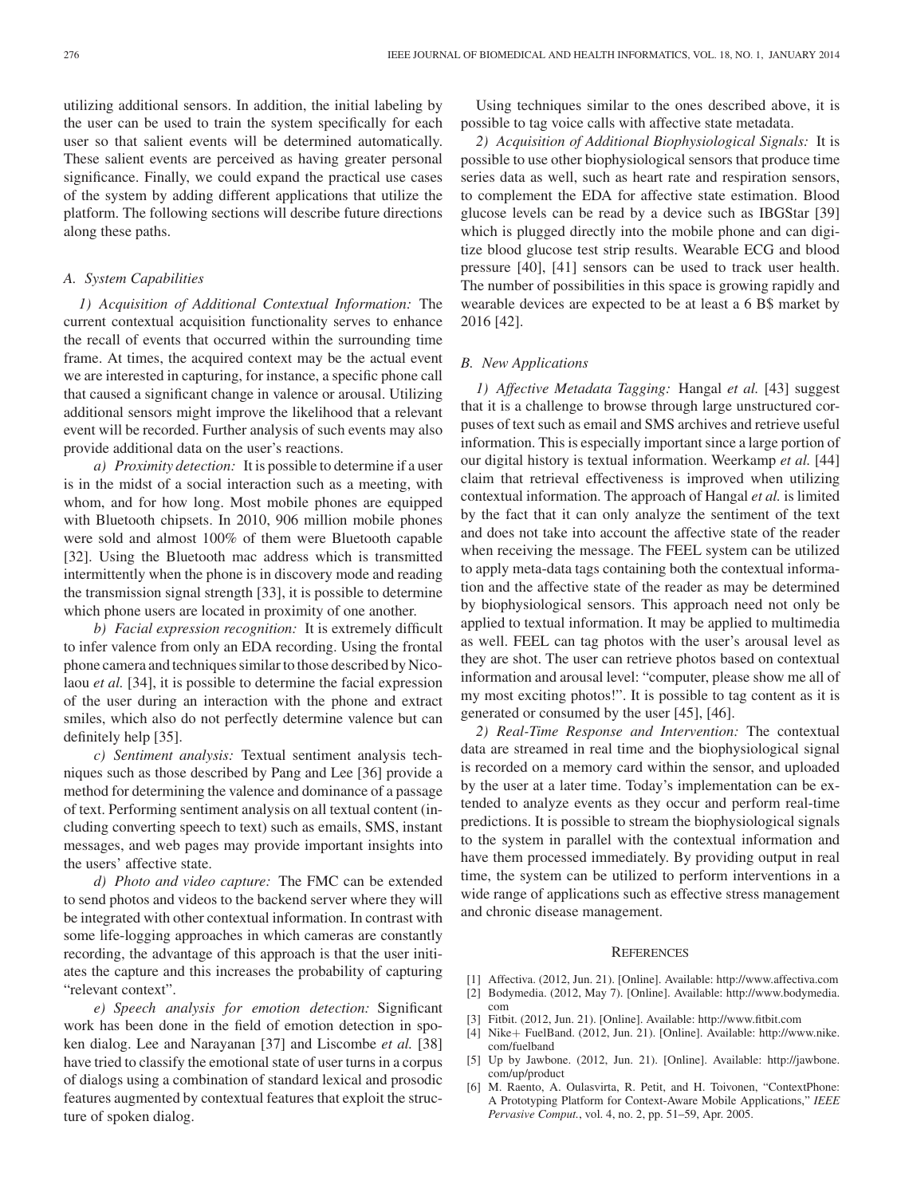utilizing additional sensors. In addition, the initial labeling by the user can be used to train the system specifically for each user so that salient events will be determined automatically. These salient events are perceived as having greater personal significance. Finally, we could expand the practical use cases of the system by adding different applications that utilize the platform. The following sections will describe future directions along these paths.

### A. System Capabilities

*1) Acquisition of Additional Contextual Information:* The current contextual acquisition functionality serves to enhance the recall of events that occurred within the surrounding time frame. At times, the acquired context may be the actual event we are interested in capturing, for instance, a specific phone call that caused a significant change in valence or arousal. Utilizing additional sensors might improve the likelihood that a relevant event will be recorded. Further analysis of such events may also provide additional data on the user's reactions.

*a) Proximity detection:* It is possible to determine if a user is in the midst of a social interaction such as a meeting, with whom, and for how long. Most mobile phones are equipped with Bluetooth chipsets. In 2010, 906 million mobile phones were sold and almost 100% of them were Bluetooth capable [32]. Using the Bluetooth mac address which is transmitted intermittently when the phone is in discovery mode and reading the transmission signal strength [33], it is possible to determine which phone users are located in proximity of one another.

*b) Facial expression recognition:* It is extremely difficult to infer valence from only an EDA recording. Using the frontal phone camera and techniques similar to those described by Nicolaou *et al.* [34], it is possible to determine the facial expression of the user during an interaction with the phone and extract smiles, which also do not perfectly determine valence but can definitely help [35].

*c) Sentiment analysis:* Textual sentiment analysis techniques such as those described by Pang and Lee [36] provide a method for determining the valence and dominance of a passage of text. Performing sentiment analysis on all textual content (including converting speech to text) such as emails, SMS, instant messages, and web pages may provide important insights into the users' affective state.

*d) Photo and video capture:* The FMC can be extended to send photos and videos to the backend server where they will be integrated with other contextual information. In contrast with some life-logging approaches in which cameras are constantly recording, the advantage of this approach is that the user initiates the capture and this increases the probability of capturing "relevant context".

*e) Speech analysis for emotion detection:* Significant work has been done in the field of emotion detection in spoken dialog. Lee and Narayanan [37] and Liscombe *et al.* [38] have tried to classify the emotional state of user turns in a corpus of dialogs using a combination of standard lexical and prosodic features augmented by contextual features that exploit the structure of spoken dialog.

Using techniques similar to the ones described above, it is possible to tag voice calls with affective state metadata.

*2) Acquisition of Additional Biophysiological Signals:* It is possible to use other biophysiological sensors that produce time series data as well, such as heart rate and respiration sensors, to complement the EDA for affective state estimation. Blood glucose levels can be read by a device such as IBGStar [39] which is plugged directly into the mobile phone and can digitize blood glucose test strip results. Wearable ECG and blood pressure [40], [41] sensors can be used to track user health. The number of possibilities in this space is growing rapidly and wearable devices are expected to be at least a 6 B$ market by 2016 [42].

### B. New Applications

*1) Affective Metadata Tagging:* Hangal *et al.* [43] suggest that it is a challenge to browse through large unstructured corpuses of text such as email and SMS archives and retrieve useful information. This is especially important since a large portion of our digital history is textual information. Weerkamp *et al.* [44] claim that retrieval effectiveness is improved when utilizing contextual information. The approach of Hangal *et al.* is limited by the fact that it can only analyze the sentiment of the text and does not take into account the affective state of the reader when receiving the message. The FEEL system can be utilized to apply meta-data tags containing both the contextual information and the affective state of the reader as may be determined by biophysiological sensors. This approach need not only be applied to textual information. It may be applied to multimedia as well. FEEL can tag photos with the user's arousal level as they are shot. The user can retrieve photos based on contextual information and arousal level: "computer, please show me all of my most exciting photos!". It is possible to tag content as it is generated or consumed by the user [45], [46].

*2) Real-Time Response and Intervention:* The contextual data are streamed in real time and the biophysiological signal is recorded on a memory card within the sensor, and uploaded by the user at a later time. Today's implementation can be extended to analyze events as they occur and perform real-time predictions. It is possible to stream the biophysiological signals to the system in parallel with the contextual information and have them processed immediately. By providing output in real time, the system can be utilized to perform interventions in a wide range of applications such as effective stress management and chronic disease management.

## References

[1] Affectiva. (2012, Jun. 21). [Online]. Available: http://www.affectiva.com
[2] Bodymedia. (2012, May 7). [Online]. Available: http://www.bodymedia.com
[3] Fitbit. (2012, Jun. 21). [Online]. Available: http://www.fitbit.com
[4] Nike+ FuelBand. (2012, Jun. 21). [Online]. Available: http://www.nike.com/fuelband
[5] Up by Jawbone. (2012, Jun. 21). [Online]. Available: http://jawbone.com/up/product
[6] M. Raento, A. Oulasvirta, R. Petit, and H. Toivonen, "ContextPhone: A Prototyping Platform for Context-Aware Mobile Applications," *IEEE Pervasive Comput.*, vol. 4, no. 2, pp. 51–59, Apr. 2005.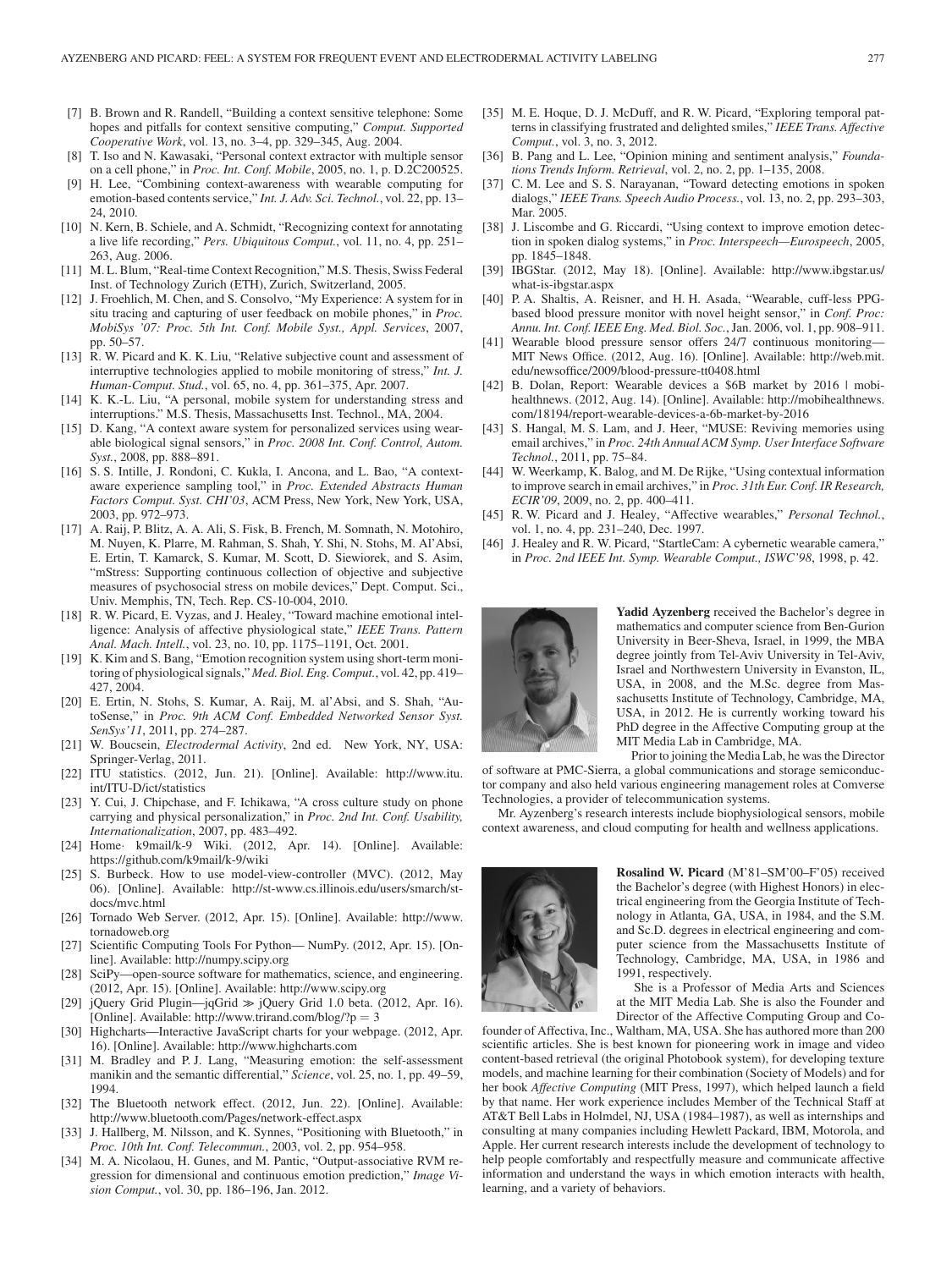[7] B. Brown and R. Randell, "Building a context sensitive telephone: Some hopes and pitfalls for context sensitive computing," *Comput. Supported Cooperative Work*, vol. 13, no. 3–4, pp. 329–345, Aug. 2004.

[8] T. Iso and N. Kawasaki, "Personal context extractor with multiple sensor on a cell phone," in *Proc. Int. Conf. Mobile*, 2005, no. 1, p. D.2C200525.

[9] H. Lee, "Combining context-awareness with wearable computing for emotion-based contents service," *Int. J. Adv. Sci. Technol.*, vol. 22, pp. 13–24, 2010.

[10] N. Kern, B. Schiele, and A. Schmidt, "Recognizing context for annotating a live life recording," *Pers. Ubiquitous Comput.*, vol. 11, no. 4, pp. 251–263, Aug. 2006.

[11] M. L. Blum, "Real-time Context Recognition," M.S. Thesis, Swiss Federal Inst. of Technology Zurich (ETH), Zurich, Switzerland, 2005.

[12] J. Froehlich, M. Chen, and S. Consolvo, "My Experience: A system for in situ tracing and capturing of user feedback on mobile phones," in *Proc. MobiSys '07: Proc. 5th Int. Conf. Mobile Syst., Appl. Services*, 2007, pp. 50–57.

[13] R. W. Picard and K. K. Liu, "Relative subjective count and assessment of interruptive technologies applied to mobile monitoring of stress," *Int. J. Human-Comput. Stud.*, vol. 65, no. 4, pp. 361–375, Apr. 2007.

[14] K. K.-L. Liu, "A personal, mobile system for understanding stress and interruptions." M.S. Thesis, Massachusetts Inst. Technol., MA, 2004.

[15] D. Kang, "A context aware system for personalized services using wearable biological signal sensors," in *Proc. 2008 Int. Conf. Control, Autom. Syst.*, 2008, pp. 888–891.

[16] S. S. Intille, J. Rondoni, C. Kukla, I. Ancona, and L. Bao, "A context-aware experience sampling tool," in *Proc. Extended Abstracts Human Factors Comput. Syst. CHI'03*, ACM Press, New York, New York, USA, 2003, pp. 972–973.

[17] A. Raij, P. Blitz, A. A. Ali, S. Fisk, B. French, M. Somnath, N. Motohiro, M. Nuyen, K. Plarre, M. Rahman, S. Shah, Y. Shi, N. Stohs, M. Al'Absi, E. Ertin, T. Kamarck, S. Kumar, M. Scott, D. Siewiorek, and S. Asim, "mStress: Supporting continuous collection of objective and subjective measures of psychosocial stress on mobile devices," Dept. Comput. Sci., Univ. Memphis, TN, Tech. Rep. CS-10-004, 2010.

[18] R. W. Picard, E. Vyzas, and J. Healey, "Toward machine emotional intelligence: Analysis of affective physiological state," *IEEE Trans. Pattern Anal. Mach. Intell.*, vol. 23, no. 10, pp. 1175–1191, Oct. 2001.

[19] K. Kim and S. Bang, "Emotion recognition system using short-term monitoring of physiological signals," *Med. Biol. Eng. Comput.*, vol. 42, pp. 419–427, 2004.

[20] E. Ertin, N. Stohs, S. Kumar, A. Raij, M. al'Absi, and S. Shah, "AutoSense," in *Proc. 9th ACM Conf. Embedded Networked Sensor Syst. SenSys'11*, 2011, pp. 274–287.

[21] W. Boucsein, *Electrodermal Activity*, 2nd ed. New York, NY, USA: Springer-Verlag, 2011.

[22] ITU statistics. (2012, Jun. 21). [Online]. Available: http://www.itu.int/ITU-D/ict/statistics

[23] Y. Cui, J. Chipchase, and F. Ichikawa, "A cross culture study on phone carrying and physical personalization," in *Proc. 2nd Int. Conf. Usability, Internationalization*, 2007, pp. 483–492.

[24] Home· k9mail/k-9 Wiki. (2012, Apr. 14). [Online]. Available: https://github.com/k9mail/k-9/wiki

[25] S. Burbeck. How to use model-view-controller (MVC). (2012, May 06). [Online]. Available: http://st-www.cs.illinois.edu/users/smarch/st-docs/mvc.html

[26] Tornado Web Server. (2012, Apr. 15). [Online]. Available: http://www.tornadoweb.org

[27] Scientific Computing Tools For Python— NumPy. (2012, Apr. 15). [Online]. Available: http://numpy.scipy.org

[28] SciPy—open-source software for mathematics, science, and engineering. (2012, Apr. 15). [Online]. Available: http://www.scipy.org

[29] jQuery Grid Plugin—jqGrid ≫ jQuery Grid 1.0 beta. (2012, Apr. 16). [Online]. Available: http://www.trirand.com/blog/?p = 3

[30] Highcharts—Interactive JavaScript charts for your webpage. (2012, Apr. 16). [Online]. Available: http://www.highcharts.com

[31] M. Bradley and P. J. Lang, "Measuring emotion: the self-assessment manikin and the semantic differential," *Science*, vol. 25, no. 1, pp. 49–59, 1994.

[32] The Bluetooth network effect. (2012, Jun. 22). [Online]. Available: http://www.bluetooth.com/Pages/network-effect.aspx

[33] J. Hallberg, M. Nilsson, and K. Synnes, "Positioning with Bluetooth," in *Proc. 10th Int. Conf. Telecommun.*, 2003, vol. 2, pp. 954–958.

[34] M. A. Nicolaou, H. Gunes, and M. Pantic, "Output-associative RVM regression for dimensional and continuous emotion prediction," *Image Vision Comput.*, vol. 30, pp. 186–196, Jan. 2012.

[35] M. E. Hoque, D. J. McDuff, and R. W. Picard, "Exploring temporal patterns in classifying frustrated and delighted smiles," *IEEE Trans. Affective Comput.*, vol. 3, no. 3, 2012.

[36] B. Pang and L. Lee, "Opinion mining and sentiment analysis," *Foundations Trends Inform. Retrieval*, vol. 2, no. 2, pp. 1–135, 2008.

[37] C. M. Lee and S. S. Narayanan, "Toward detecting emotions in spoken dialogs," *IEEE Trans. Speech Audio Process.*, vol. 13, no. 2, pp. 293–303, Mar. 2005.

[38] J. Liscombe and G. Riccardi, "Using context to improve emotion detection in spoken dialog systems," in *Proc. Interspeech—Eurospeech*, 2005, pp. 1845–1848.

[39] IBGStar. (2012, May 18). [Online]. Available: http://www.ibgstar.us/what-is-ibgstar.aspx

[40] P. A. Shaltis, A. Reisner, and H. H. Asada, "Wearable, cuff-less PPG-based blood pressure monitor with novel height sensor," in *Conf. Proc: Annu. Int. Conf. IEEE Eng. Med. Biol. Soc.*, Jan. 2006, vol. 1, pp. 908–911.

[41] Wearable blood pressure sensor offers 24/7 continuous monitoring—MIT News Office. (2012, Aug. 16). [Online]. Available: http://web.mit.edu/newsoffice/2009/blood-pressure-tt0408.html

[42] B. Dolan, Report: Wearable devices a $6B market by 2016 | mobihealthnews. (2012, Aug. 14). [Online]. Available: http://mobihealthnews.com/18194/report-wearable-devices-a-6b-market-by-2016

[43] S. Hangal, M. S. Lam, and J. Heer, "MUSE: Reviving memories using email archives," in *Proc. 24th Annual ACM Symp. User Interface Software Technol.*, 2011, pp. 75–84.

[44] W. Weerkamp, K. Balog, and M. De Rijke, "Using contextual information to improve search in email archives," in *Proc. 31th Eur. Conf. IR Research, ECIR'09*, 2009, no. 2, pp. 400–411.

[45] R. W. Picard and J. Healey, "Affective wearables," *Personal Technol.*, vol. 1, no. 4, pp. 231–240, Dec. 1997.

[46] J. Healey and R. W. Picard, "StartleCam: A cybernetic wearable camera," in *Proc. 2nd IEEE Int. Symp. Wearable Comput., ISWC'98*, 1998, p. 42.

**Yadid Ayzenberg** received the Bachelor's degree in mathematics and computer science from Ben-Gurion University in Beer-Sheva, Israel, in 1999, the MBA degree jointly from Tel-Aviv University in Tel-Aviv, Israel and Northwestern University in Evanston, IL, USA, in 2008, and the M.Sc. degree from Massachusetts Institute of Technology, Cambridge, MA, USA, in 2012. He is currently working toward his PhD degree in the Affective Computing group at the MIT Media Lab in Cambridge, MA.

Prior to joining the Media Lab, he was the Director of software at PMC-Sierra, a global communications and storage semiconductor company and also held various engineering management roles at Comverse Technologies, a provider of telecommunication systems.

Mr. Ayzenberg's research interests include biophysiological sensors, mobile context awareness, and cloud computing for health and wellness applications.

**Rosalind W. Picard** (M'81–SM'00–F'05) received the Bachelor's degree (with Highest Honors) in electrical engineering from the Georgia Institute of Technology in Atlanta, GA, USA, in 1984, and the S.M. and Sc.D. degrees in electrical engineering and computer science from the Massachusetts Institute of Technology, Cambridge, MA, USA, in 1986 and 1991, respectively.

She is a Professor of Media Arts and Sciences at the MIT Media Lab. She is also the Founder and Director of the Affective Computing Group and Co-founder of Affectiva, Inc., Waltham, MA, USA. She has authored more than 200 scientific articles. She is best known for pioneering work in image and video content-based retrieval (the original Photobook system), for developing texture models, and machine learning for their combination (Society of Models) and for her book *Affective Computing* (MIT Press, 1997), which helped launch a field by that name. Her work experience includes Member of the Technical Staff at AT&T Bell Labs in Holmdel, NJ, USA (1984–1987), as well as internships and consulting at many companies including Hewlett Packard, IBM, Motorola, and Apple. Her current research interests include the development of technology to help people comfortably and respectfully measure and communicate affective information and understand the ways in which emotion interacts with health, learning, and a variety of behaviors.